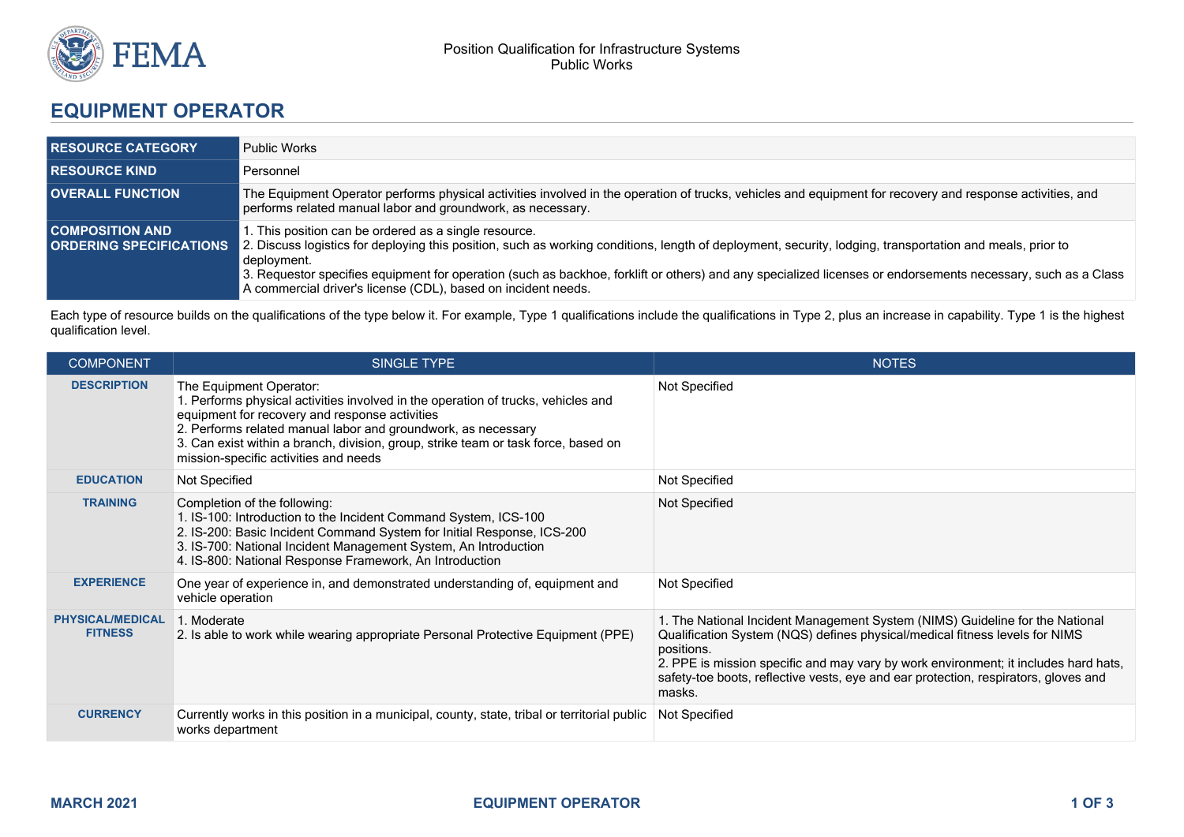# EQUIPMENT OPERATOR

| | |
|---|---|
| **RESOURCE CATEGORY** | Public Works |
| **RESOURCE KIND** | Personnel |
| **OVERALL FUNCTION** | The Equipment Operator performs physical activities involved in the operation of trucks, vehicles and equipment for recovery and response activities, and performs related manual labor and groundwork, as necessary. |
| **COMPOSITION AND ORDERING SPECIFICATIONS** | 1. This position can be ordered as a single resource.<br>2. Discuss logistics for deploying this position, such as working conditions, length of deployment, security, lodging, transportation and meals, prior to deployment.<br>3. Requestor specifies equipment for operation (such as backhoe, forklift or others) and any specialized licenses or endorsements necessary, such as a Class A commercial driver's license (CDL), based on incident needs. |

Each type of resource builds on the qualifications of the type below it. For example, Type 1 qualifications include the qualifications in Type 2, plus an increase in capability. Type 1 is the highest qualification level.

| COMPONENT | SINGLE TYPE | NOTES |
|---|---|---|
| **DESCRIPTION** | The Equipment Operator:<br>1. Performs physical activities involved in the operation of trucks, vehicles and equipment for recovery and response activities<br>2. Performs related manual labor and groundwork, as necessary<br>3. Can exist within a branch, division, group, strike team or task force, based on mission-specific activities and needs | Not Specified |
| **EDUCATION** | Not Specified | Not Specified |
| **TRAINING** | Completion of the following:<br>1. IS-100: Introduction to the Incident Command System, ICS-100<br>2. IS-200: Basic Incident Command System for Initial Response, ICS-200<br>3. IS-700: National Incident Management System, An Introduction<br>4. IS-800: National Response Framework, An Introduction | Not Specified |
| **EXPERIENCE** | One year of experience in, and demonstrated understanding of, equipment and vehicle operation | Not Specified |
| **PHYSICAL/MEDICAL FITNESS** | 1. Moderate<br>2. Is able to work while wearing appropriate Personal Protective Equipment (PPE) | 1. The National Incident Management System (NIMS) Guideline for the National Qualification System (NQS) defines physical/medical fitness levels for NIMS positions.<br>2. PPE is mission specific and may vary by work environment; it includes hard hats, safety-toe boots, reflective vests, eye and ear protection, respirators, gloves and masks. |
| **CURRENCY** | Currently works in this position in a municipal, county, state, tribal or territorial public works department | Not Specified |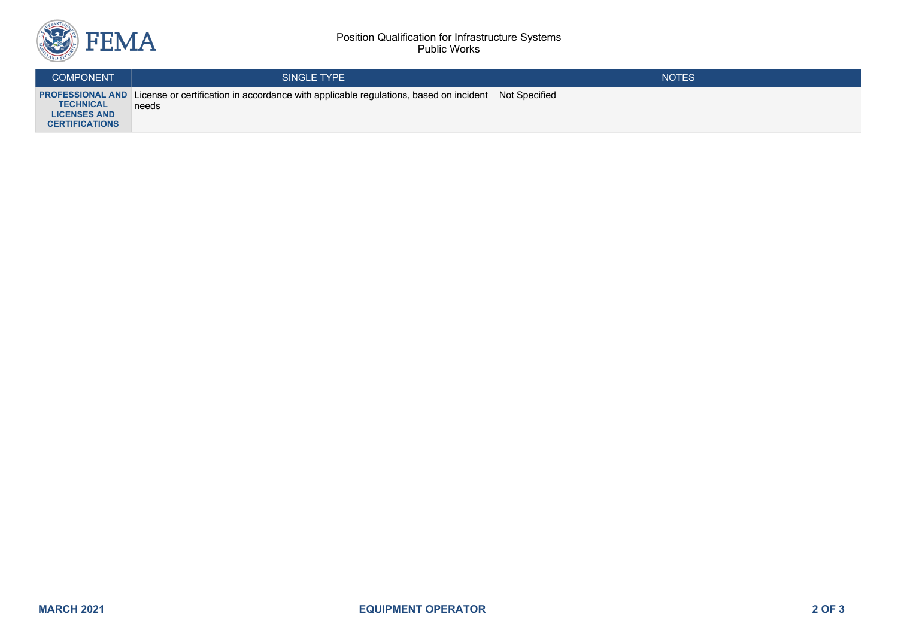| COMPONENT | SINGLE TYPE | NOTES |
| --- | --- | --- |
| **PROFESSIONAL AND TECHNICAL LICENSES AND CERTIFICATIONS** | License or certification in accordance with applicable regulations, based on incident needs | Not Specified |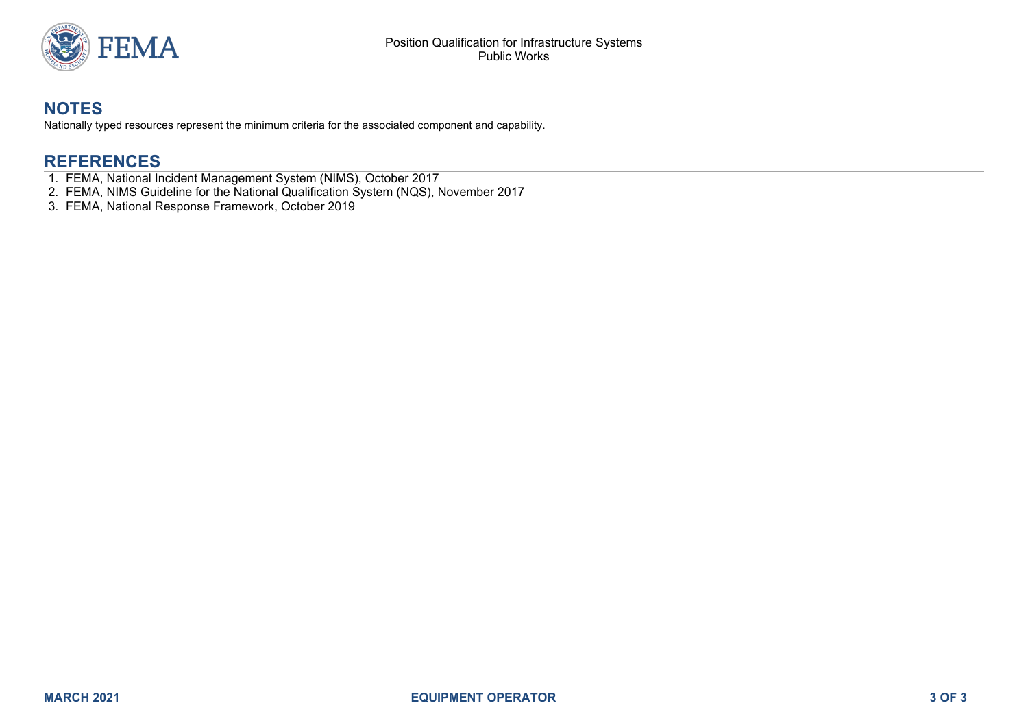## NOTES

Nationally typed resources represent the minimum criteria for the associated component and capability.

## REFERENCES

1. FEMA, National Incident Management System (NIMS), October 2017
2. FEMA, NIMS Guideline for the National Qualification System (NQS), November 2017
3. FEMA, National Response Framework, October 2019